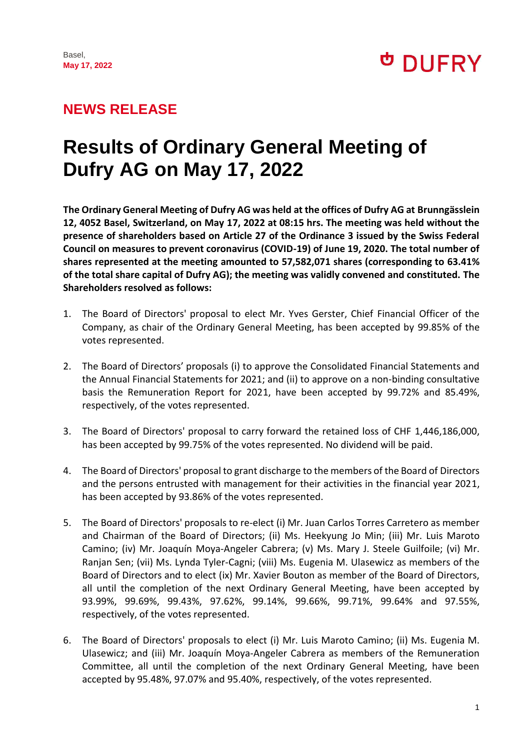Basel,
**May 17, 2022**

DUFRY

## NEWS RELEASE

# Results of Ordinary General Meeting of Dufry AG on May 17, 2022

**The Ordinary General Meeting of Dufry AG was held at the offices of Dufry AG at Brunngässlein 12, 4052 Basel, Switzerland, on May 17, 2022 at 08:15 hrs. The meeting was held without the presence of shareholders based on Article 27 of the Ordinance 3 issued by the Swiss Federal Council on measures to prevent coronavirus (COVID-19) of June 19, 2020. The total number of shares represented at the meeting amounted to 57,582,071 shares (corresponding to 63.41% of the total share capital of Dufry AG); the meeting was validly convened and constituted. The Shareholders resolved as follows:**

1. The Board of Directors' proposal to elect Mr. Yves Gerster, Chief Financial Officer of the Company, as chair of the Ordinary General Meeting, has been accepted by 99.85% of the votes represented.

2. The Board of Directors' proposals (i) to approve the Consolidated Financial Statements and the Annual Financial Statements for 2021; and (ii) to approve on a non-binding consultative basis the Remuneration Report for 2021, have been accepted by 99.72% and 85.49%, respectively, of the votes represented.

3. The Board of Directors' proposal to carry forward the retained loss of CHF 1,446,186,000, has been accepted by 99.75% of the votes represented. No dividend will be paid.

4. The Board of Directors' proposal to grant discharge to the members of the Board of Directors and the persons entrusted with management for their activities in the financial year 2021, has been accepted by 93.86% of the votes represented.

5. The Board of Directors' proposals to re-elect (i) Mr. Juan Carlos Torres Carretero as member and Chairman of the Board of Directors; (ii) Ms. Heekyung Jo Min; (iii) Mr. Luis Maroto Camino; (iv) Mr. Joaquín Moya-Angeler Cabrera; (v) Ms. Mary J. Steele Guilfoile; (vi) Mr. Ranjan Sen; (vii) Ms. Lynda Tyler-Cagni; (viii) Ms. Eugenia M. Ulasewicz as members of the Board of Directors and to elect (ix) Mr. Xavier Bouton as member of the Board of Directors, all until the completion of the next Ordinary General Meeting, have been accepted by 93.99%, 99.69%, 99.43%, 97.62%, 99.14%, 99.66%, 99.71%, 99.64% and 97.55%, respectively, of the votes represented.

6. The Board of Directors' proposals to elect (i) Mr. Luis Maroto Camino; (ii) Ms. Eugenia M. Ulasewicz; and (iii) Mr. Joaquín Moya-Angeler Cabrera as members of the Remuneration Committee, all until the completion of the next Ordinary General Meeting, have been accepted by 95.48%, 97.07% and 95.40%, respectively, of the votes represented.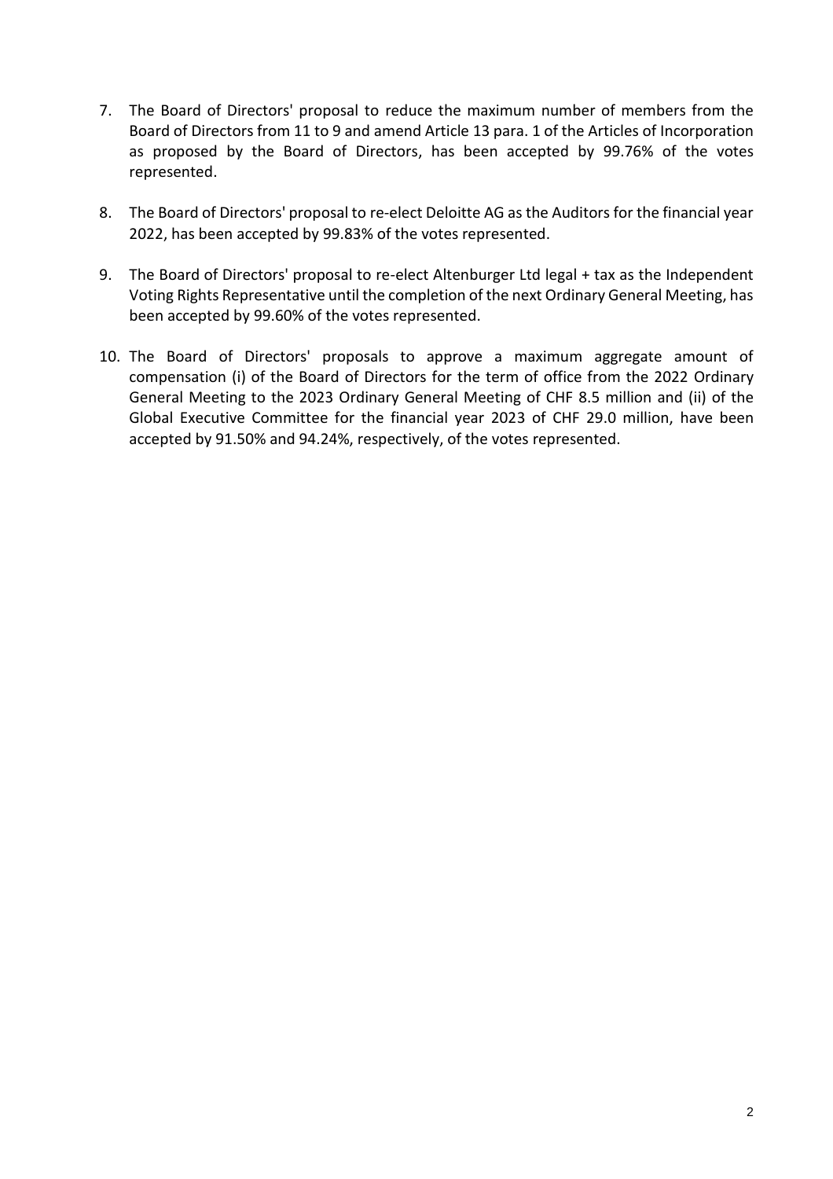7. The Board of Directors' proposal to reduce the maximum number of members from the Board of Directors from 11 to 9 and amend Article 13 para. 1 of the Articles of Incorporation as proposed by the Board of Directors, has been accepted by 99.76% of the votes represented.

8. The Board of Directors' proposal to re-elect Deloitte AG as the Auditors for the financial year 2022, has been accepted by 99.83% of the votes represented.

9. The Board of Directors' proposal to re-elect Altenburger Ltd legal + tax as the Independent Voting Rights Representative until the completion of the next Ordinary General Meeting, has been accepted by 99.60% of the votes represented.

10. The Board of Directors' proposals to approve a maximum aggregate amount of compensation (i) of the Board of Directors for the term of office from the 2022 Ordinary General Meeting to the 2023 Ordinary General Meeting of CHF 8.5 million and (ii) of the Global Executive Committee for the financial year 2023 of CHF 29.0 million, have been accepted by 91.50% and 94.24%, respectively, of the votes represented.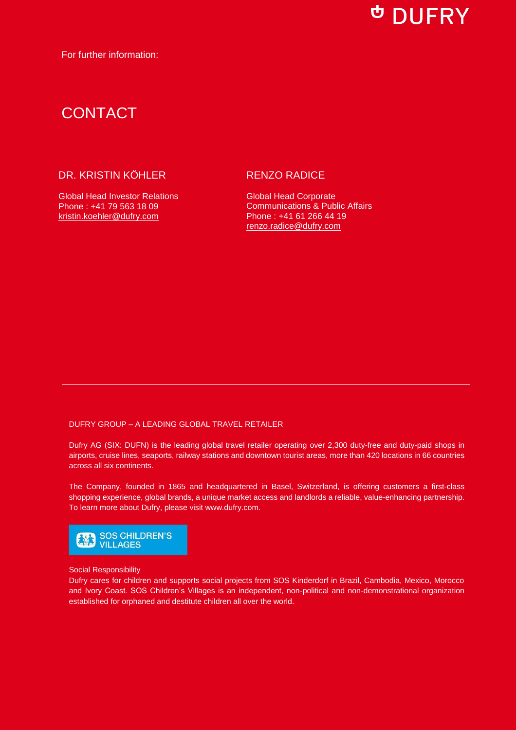For further information:

# CONTACT

### DR. KRISTIN KÖHLER

Global Head Investor Relations
Phone : +41 79 563 18 09
kristin.koehler@dufry.com

### RENZO RADICE

Global Head Corporate
Communications & Public Affairs
Phone : +41 61 266 44 19
renzo.radice@dufry.com

---

DUFRY GROUP – A LEADING GLOBAL TRAVEL RETAILER

Dufry AG (SIX: DUFN) is the leading global travel retailer operating over 2,300 duty-free and duty-paid shops in airports, cruise lines, seaports, railway stations and downtown tourist areas, more than 420 locations in 66 countries across all six continents.

The Company, founded in 1865 and headquartered in Basel, Switzerland, is offering customers a first-class shopping experience, global brands, a unique market access and landlords a reliable, value-enhancing partnership. To learn more about Dufry, please visit www.dufry.com.

SOS CHILDREN'S VILLAGES

Social Responsibility
Dufry cares for children and supports social projects from SOS Kinderdorf in Brazil, Cambodia, Mexico, Morocco and Ivory Coast. SOS Children's Villages is an independent, non-political and non-demonstrational organization established for orphaned and destitute children all over the world.